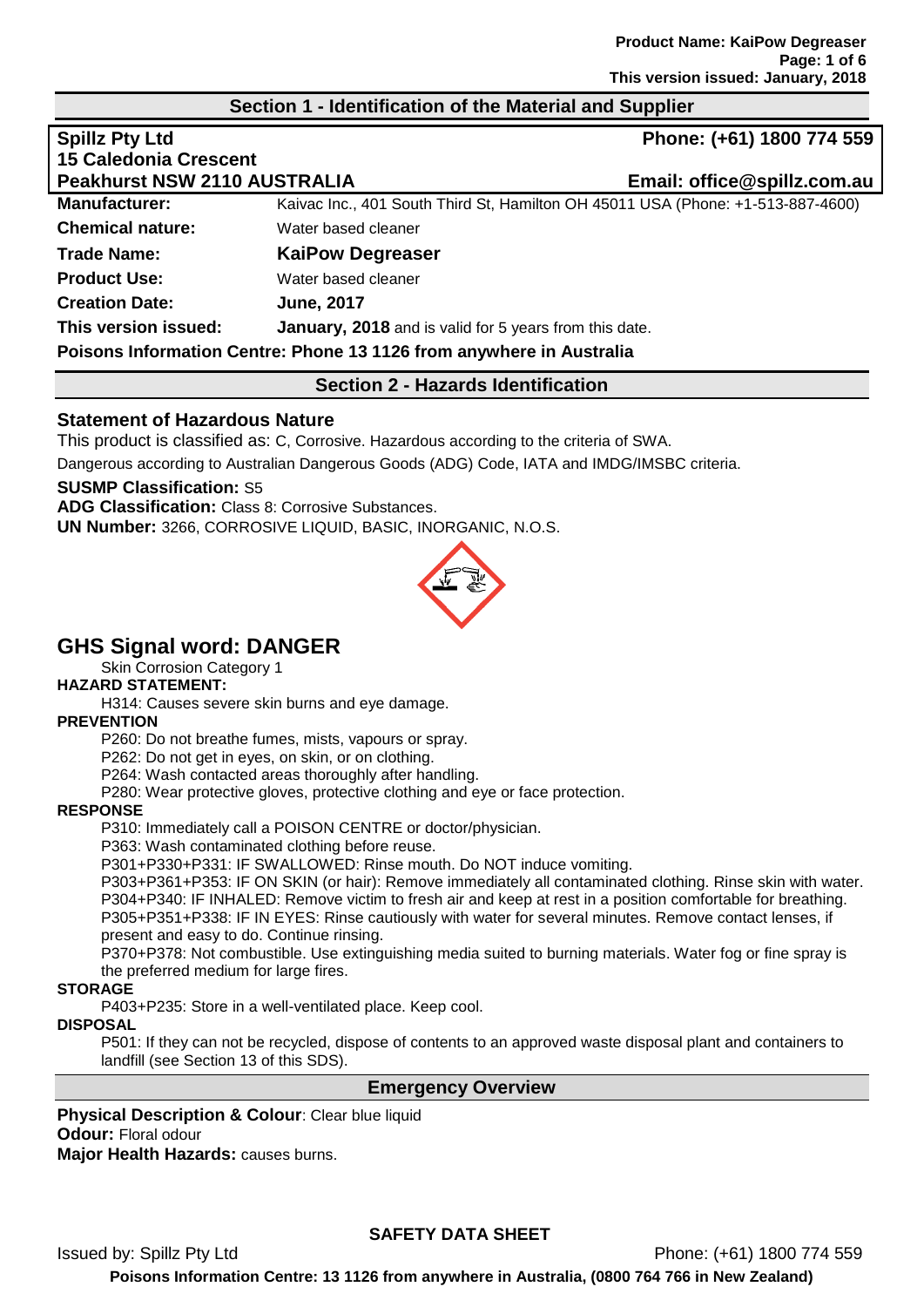## Section 1 - Identification of the Material and Supplier

**Spillz Pty Ltd**
**15 Caledonia Crescent**
**Peakhurst NSW 2110 AUSTRALIA**

**Phone: (+61) 1800 774 559**
**Email: office@spillz.com.au**

| | |
|---|---|
| **Manufacturer:** | Kaivac Inc., 401 South Third St, Hamilton OH 45011 USA (Phone: +1-513-887-4600) |
| **Chemical nature:** | Water based cleaner |
| **Trade Name:** | **KaiPow Degreaser** |
| **Product Use:** | Water based cleaner |
| **Creation Date:** | **June, 2017** |
| **This version issued:** | **January, 2018** and is valid for 5 years from this date. |

**Poisons Information Centre: Phone 13 1126 from anywhere in Australia**

## Section 2 - Hazards Identification

### Statement of Hazardous Nature

This product is classified as: C, Corrosive. Hazardous according to the criteria of SWA.

Dangerous according to Australian Dangerous Goods (ADG) Code, IATA and IMDG/IMSBC criteria.

**SUSMP Classification:** S5

**ADG Classification:** Class 8: Corrosive Substances.

**UN Number:** 3266, CORROSIVE LIQUID, BASIC, INORGANIC, N.O.S.

# GHS Signal word: DANGER

Skin Corrosion Category 1

**HAZARD STATEMENT:**

H314: Causes severe skin burns and eye damage.

**PREVENTION**

P260: Do not breathe fumes, mists, vapours or spray.

P262: Do not get in eyes, on skin, or on clothing.

P264: Wash contacted areas thoroughly after handling.

P280: Wear protective gloves, protective clothing and eye or face protection.

**RESPONSE**

P310: Immediately call a POISON CENTRE or doctor/physician.

P363: Wash contaminated clothing before reuse.

P301+P330+P331: IF SWALLOWED: Rinse mouth. Do NOT induce vomiting.

P303+P361+P353: IF ON SKIN (or hair): Remove immediately all contaminated clothing. Rinse skin with water.

P304+P340: IF INHALED: Remove victim to fresh air and keep at rest in a position comfortable for breathing.

P305+P351+P338: IF IN EYES: Rinse cautiously with water for several minutes. Remove contact lenses, if present and easy to do. Continue rinsing.

P370+P378: Not combustible. Use extinguishing media suited to burning materials. Water fog or fine spray is the preferred medium for large fires.

**STORAGE**

P403+P235: Store in a well-ventilated place. Keep cool.

**DISPOSAL**

P501: If they can not be recycled, dispose of contents to an approved waste disposal plant and containers to landfill (see Section 13 of this SDS).

## Emergency Overview

**Physical Description & Colour**: Clear blue liquid

**Odour:** Floral odour

**Major Health Hazards:** causes burns.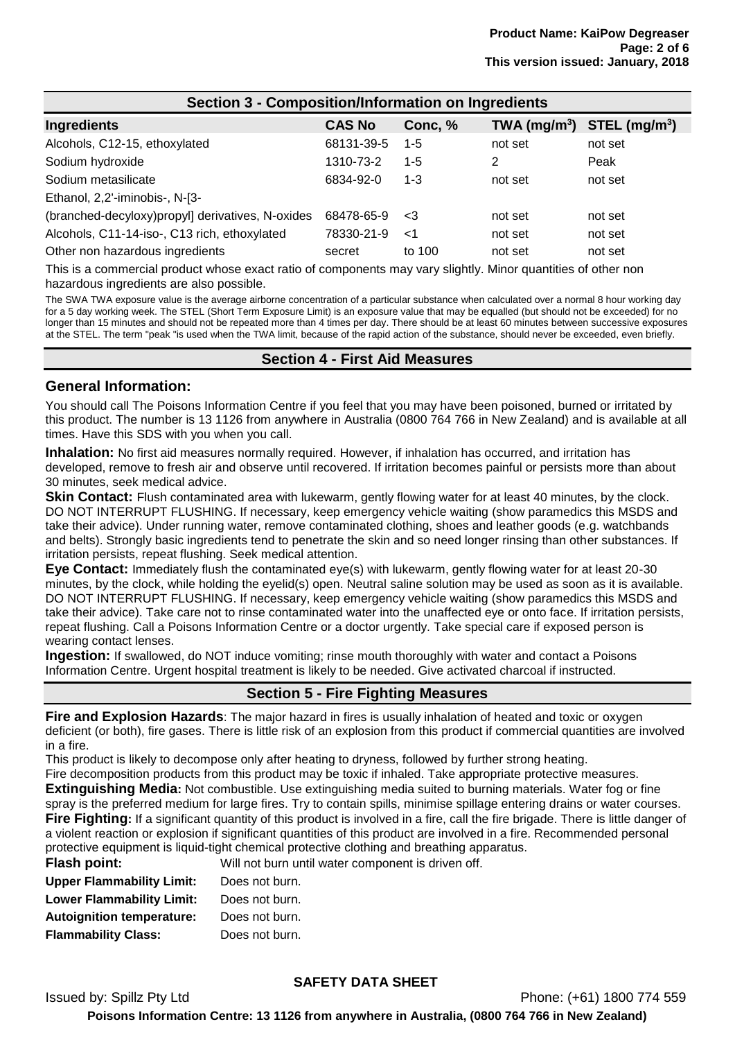## Section 3 - Composition/Information on Ingredients

| Ingredients | CAS No | Conc, % | TWA ($mg/m^3$) | STEL ($mg/m^3$) |
|---|---|---|---|---|
| Alcohols, C12-15, ethoxylated | 68131-39-5 | 1-5 | not set | not set |
| Sodium hydroxide | 1310-73-2 | 1-5 | 2 | Peak |
| Sodium metasilicate | 6834-92-0 | 1-3 | not set | not set |
| Ethanol, 2,2'-iminobis-, N-[3-(branched-decyloxy)propyl] derivatives, N-oxides | 68478-65-9 | <3 | not set | not set |
| Alcohols, C11-14-iso-, C13 rich, ethoxylated | 78330-21-9 | <1 | not set | not set |
| Other non hazardous ingredients | secret | to 100 | not set | not set |

This is a commercial product whose exact ratio of components may vary slightly. Minor quantities of other non hazardous ingredients are also possible.

The SWA TWA exposure value is the average airborne concentration of a particular substance when calculated over a normal 8 hour working day for a 5 day working week. The STEL (Short Term Exposure Limit) is an exposure value that may be equalled (but should not be exceeded) for no longer than 15 minutes and should not be repeated more than 4 times per day. There should be at least 60 minutes between successive exposures at the STEL. The term "peak "is used when the TWA limit, because of the rapid action of the substance, should never be exceeded, even briefly.

## Section 4 - First Aid Measures

### General Information:

You should call The Poisons Information Centre if you feel that you may have been poisoned, burned or irritated by this product. The number is 13 1126 from anywhere in Australia (0800 764 766 in New Zealand) and is available at all times. Have this SDS with you when you call.

**Inhalation:** No first aid measures normally required. However, if inhalation has occurred, and irritation has developed, remove to fresh air and observe until recovered. If irritation becomes painful or persists more than about 30 minutes, seek medical advice.

**Skin Contact:** Flush contaminated area with lukewarm, gently flowing water for at least 40 minutes, by the clock. DO NOT INTERRUPT FLUSHING. If necessary, keep emergency vehicle waiting (show paramedics this MSDS and take their advice). Under running water, remove contaminated clothing, shoes and leather goods (e.g. watchbands and belts). Strongly basic ingredients tend to penetrate the skin and so need longer rinsing than other substances. If irritation persists, repeat flushing. Seek medical attention.

**Eye Contact:** Immediately flush the contaminated eye(s) with lukewarm, gently flowing water for at least 20-30 minutes, by the clock, while holding the eyelid(s) open. Neutral saline solution may be used as soon as it is available. DO NOT INTERRUPT FLUSHING. If necessary, keep emergency vehicle waiting (show paramedics this MSDS and take their advice). Take care not to rinse contaminated water into the unaffected eye or onto face. If irritation persists, repeat flushing. Call a Poisons Information Centre or a doctor urgently. Take special care if exposed person is wearing contact lenses.

**Ingestion:** If swallowed, do NOT induce vomiting; rinse mouth thoroughly with water and contact a Poisons Information Centre. Urgent hospital treatment is likely to be needed. Give activated charcoal if instructed.

## Section 5 - Fire Fighting Measures

**Fire and Explosion Hazards**: The major hazard in fires is usually inhalation of heated and toxic or oxygen deficient (or both), fire gases. There is little risk of an explosion from this product if commercial quantities are involved in a fire.

This product is likely to decompose only after heating to dryness, followed by further strong heating.

Fire decomposition products from this product may be toxic if inhaled. Take appropriate protective measures.

**Extinguishing Media:** Not combustible. Use extinguishing media suited to burning materials. Water fog or fine spray is the preferred medium for large fires. Try to contain spills, minimise spillage entering drains or water courses.

**Fire Fighting:** If a significant quantity of this product is involved in a fire, call the fire brigade. There is little danger of a violent reaction or explosion if significant quantities of this product are involved in a fire. Recommended personal protective equipment is liquid-tight chemical protective clothing and breathing apparatus.

**Flash point:** Will not burn until water component is driven off.

**Upper Flammability Limit:** Does not burn.

**Lower Flammability Limit:** Does not burn.

**Autoignition temperature:** Does not burn.

**Flammability Class:** Does not burn.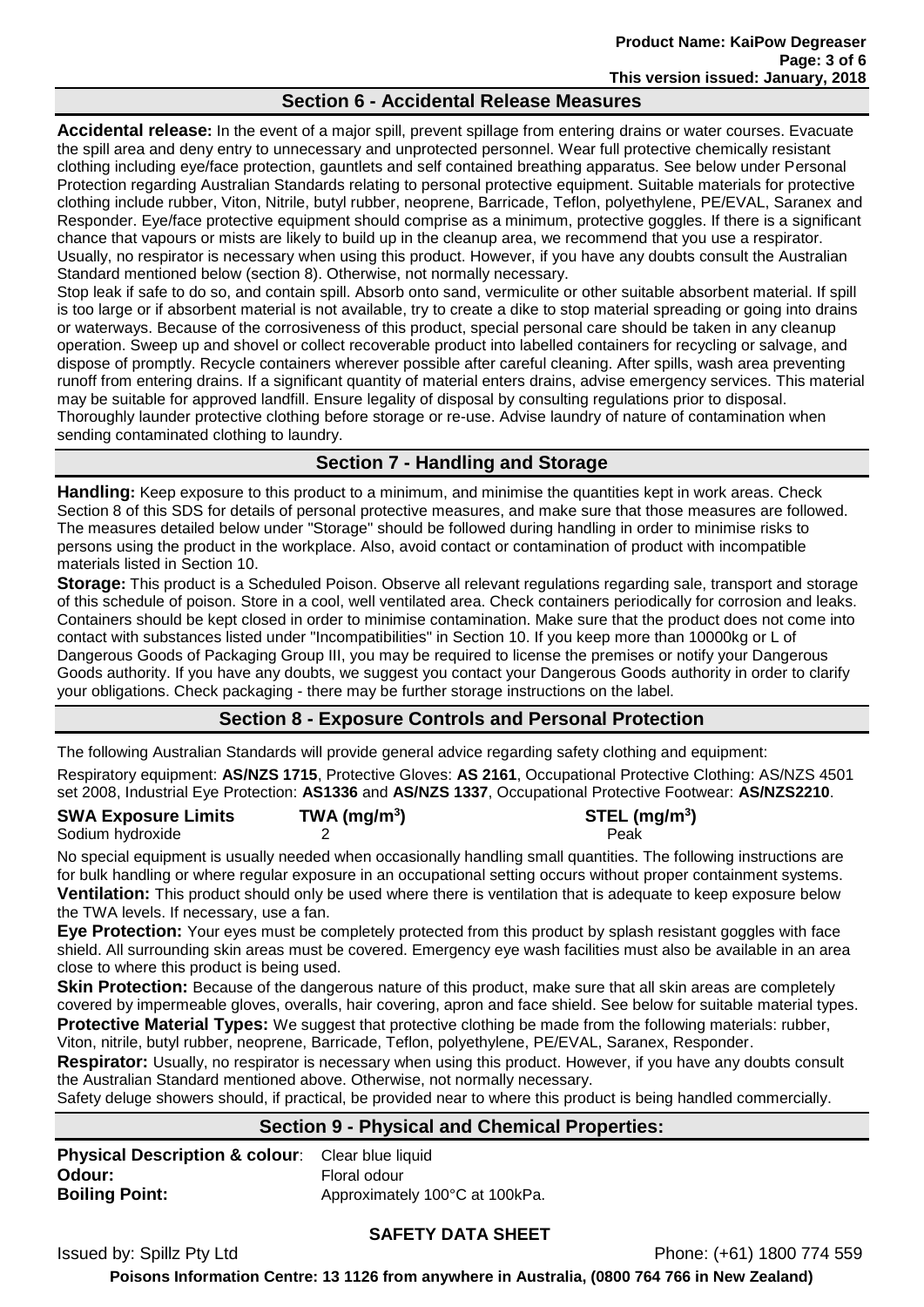## Section 6 - Accidental Release Measures

**Accidental release:** In the event of a major spill, prevent spillage from entering drains or water courses. Evacuate the spill area and deny entry to unnecessary and unprotected personnel. Wear full protective chemically resistant clothing including eye/face protection, gauntlets and self contained breathing apparatus. See below under Personal Protection regarding Australian Standards relating to personal protective equipment. Suitable materials for protective clothing include rubber, Viton, Nitrile, butyl rubber, neoprene, Barricade, Teflon, polyethylene, PE/EVAL, Saranex and Responder. Eye/face protective equipment should comprise as a minimum, protective goggles. If there is a significant chance that vapours or mists are likely to build up in the cleanup area, we recommend that you use a respirator. Usually, no respirator is necessary when using this product. However, if you have any doubts consult the Australian Standard mentioned below (section 8). Otherwise, not normally necessary.

Stop leak if safe to do so, and contain spill. Absorb onto sand, vermiculite or other suitable absorbent material. If spill is too large or if absorbent material is not available, try to create a dike to stop material spreading or going into drains or waterways. Because of the corrosiveness of this product, special personal care should be taken in any cleanup operation. Sweep up and shovel or collect recoverable product into labelled containers for recycling or salvage, and dispose of promptly. Recycle containers wherever possible after careful cleaning. After spills, wash area preventing runoff from entering drains. If a significant quantity of material enters drains, advise emergency services. This material may be suitable for approved landfill. Ensure legality of disposal by consulting regulations prior to disposal. Thoroughly launder protective clothing before storage or re-use. Advise laundry of nature of contamination when sending contaminated clothing to laundry.

## Section 7 - Handling and Storage

**Handling:** Keep exposure to this product to a minimum, and minimise the quantities kept in work areas. Check Section 8 of this SDS for details of personal protective measures, and make sure that those measures are followed. The measures detailed below under "Storage" should be followed during handling in order to minimise risks to persons using the product in the workplace. Also, avoid contact or contamination of product with incompatible materials listed in Section 10.

**Storage:** This product is a Scheduled Poison. Observe all relevant regulations regarding sale, transport and storage of this schedule of poison. Store in a cool, well ventilated area. Check containers periodically for corrosion and leaks. Containers should be kept closed in order to minimise contamination. Make sure that the product does not come into contact with substances listed under "Incompatibilities" in Section 10. If you keep more than 10000kg or L of Dangerous Goods of Packaging Group III, you may be required to license the premises or notify your Dangerous Goods authority. If you have any doubts, we suggest you contact your Dangerous Goods authority in order to clarify your obligations. Check packaging - there may be further storage instructions on the label.

## Section 8 - Exposure Controls and Personal Protection

The following Australian Standards will provide general advice regarding safety clothing and equipment:

Respiratory equipment: **AS/NZS 1715**, Protective Gloves: **AS 2161**, Occupational Protective Clothing: AS/NZS 4501 set 2008, Industrial Eye Protection: **AS1336** and **AS/NZS 1337**, Occupational Protective Footwear: **AS/NZS2210**.

| SWA Exposure Limits | TWA ($mg/m^3$) | STEL ($mg/m^3$) |
|---|---|---|
| Sodium hydroxide | 2 | Peak |

No special equipment is usually needed when occasionally handling small quantities. The following instructions are for bulk handling or where regular exposure in an occupational setting occurs without proper containment systems.

**Ventilation:** This product should only be used where there is ventilation that is adequate to keep exposure below the TWA levels. If necessary, use a fan.

**Eye Protection:** Your eyes must be completely protected from this product by splash resistant goggles with face shield. All surrounding skin areas must be covered. Emergency eye wash facilities must also be available in an area close to where this product is being used.

**Skin Protection:** Because of the dangerous nature of this product, make sure that all skin areas are completely covered by impermeable gloves, overalls, hair covering, apron and face shield. See below for suitable material types.

**Protective Material Types:** We suggest that protective clothing be made from the following materials: rubber, Viton, nitrile, butyl rubber, neoprene, Barricade, Teflon, polyethylene, PE/EVAL, Saranex, Responder.

**Respirator:** Usually, no respirator is necessary when using this product. However, if you have any doubts consult the Australian Standard mentioned above. Otherwise, not normally necessary.

Safety deluge showers should, if practical, be provided near to where this product is being handled commercially.

## Section 9 - Physical and Chemical Properties:

| | |
|---|---|
| **Physical Description & colour**: | Clear blue liquid |
| **Odour:** | Floral odour |
| **Boiling Point:** | Approximately 100°C at 100kPa. |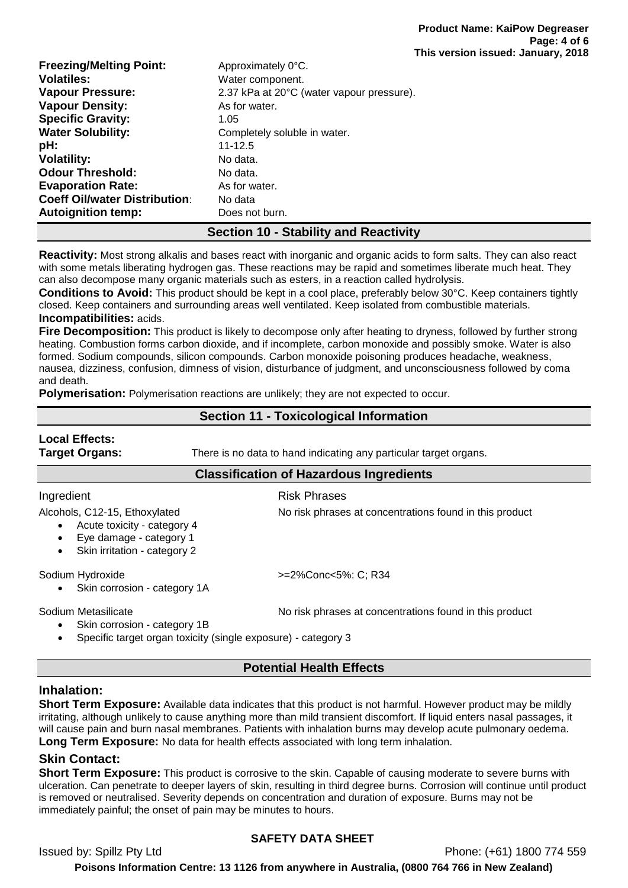| | |
|---|---|
| **Freezing/Melting Point:** | Approximately 0°C. |
| **Volatiles:** | Water component. |
| **Vapour Pressure:** | 2.37 kPa at 20°C (water vapour pressure). |
| **Vapour Density:** | As for water. |
| **Specific Gravity:** | 1.05 |
| **Water Solubility:** | Completely soluble in water. |
| **pH:** | 11-12.5 |
| **Volatility:** | No data. |
| **Odour Threshold:** | No data. |
| **Evaporation Rate:** | As for water. |
| **Coeff Oil/water Distribution:** | No data |
| **Autoignition temp:** | Does not burn. |

## Section 10 - Stability and Reactivity

**Reactivity:** Most strong alkalis and bases react with inorganic and organic acids to form salts. They can also react with some metals liberating hydrogen gas. These reactions may be rapid and sometimes liberate much heat. They can also decompose many organic materials such as esters, in a reaction called hydrolysis.

**Conditions to Avoid:** This product should be kept in a cool place, preferably below 30°C. Keep containers tightly closed. Keep containers and surrounding areas well ventilated. Keep isolated from combustible materials.

**Incompatibilities:** acids.

**Fire Decomposition:** This product is likely to decompose only after heating to dryness, followed by further strong heating. Combustion forms carbon dioxide, and if incomplete, carbon monoxide and possibly smoke. Water is also formed. Sodium compounds, silicon compounds. Carbon monoxide poisoning produces headache, weakness, nausea, dizziness, confusion, dimness of vision, disturbance of judgment, and unconsciousness followed by coma and death.

**Polymerisation:** Polymerisation reactions are unlikely; they are not expected to occur.

## Section 11 - Toxicological Information

**Local Effects:**

**Target Organs:** There is no data to hand indicating any particular target organs.

### Classification of Hazardous Ingredients

| Ingredient | Risk Phrases |
|---|---|
| Alcohols, C12-15, Ethoxylated<br>• Acute toxicity - category 4<br>• Eye damage - category 1<br>• Skin irritation - category 2 | No risk phrases at concentrations found in this product |
| Sodium Hydroxide<br>• Skin corrosion - category 1A | >=2%Conc<5%: C; R34 |
| Sodium Metasilicate<br>• Skin corrosion - category 1B<br>• Specific target organ toxicity (single exposure) - category 3 | No risk phrases at concentrations found in this product |

### Potential Health Effects

### Inhalation:

**Short Term Exposure:** Available data indicates that this product is not harmful. However product may be mildly irritating, although unlikely to cause anything more than mild transient discomfort. If liquid enters nasal passages, it will cause pain and burn nasal membranes. Patients with inhalation burns may develop acute pulmonary oedema.

**Long Term Exposure:** No data for health effects associated with long term inhalation.

### Skin Contact:

**Short Term Exposure:** This product is corrosive to the skin. Capable of causing moderate to severe burns with ulceration. Can penetrate to deeper layers of skin, resulting in third degree burns. Corrosion will continue until product is removed or neutralised. Severity depends on concentration and duration of exposure. Burns may not be immediately painful; the onset of pain may be minutes to hours.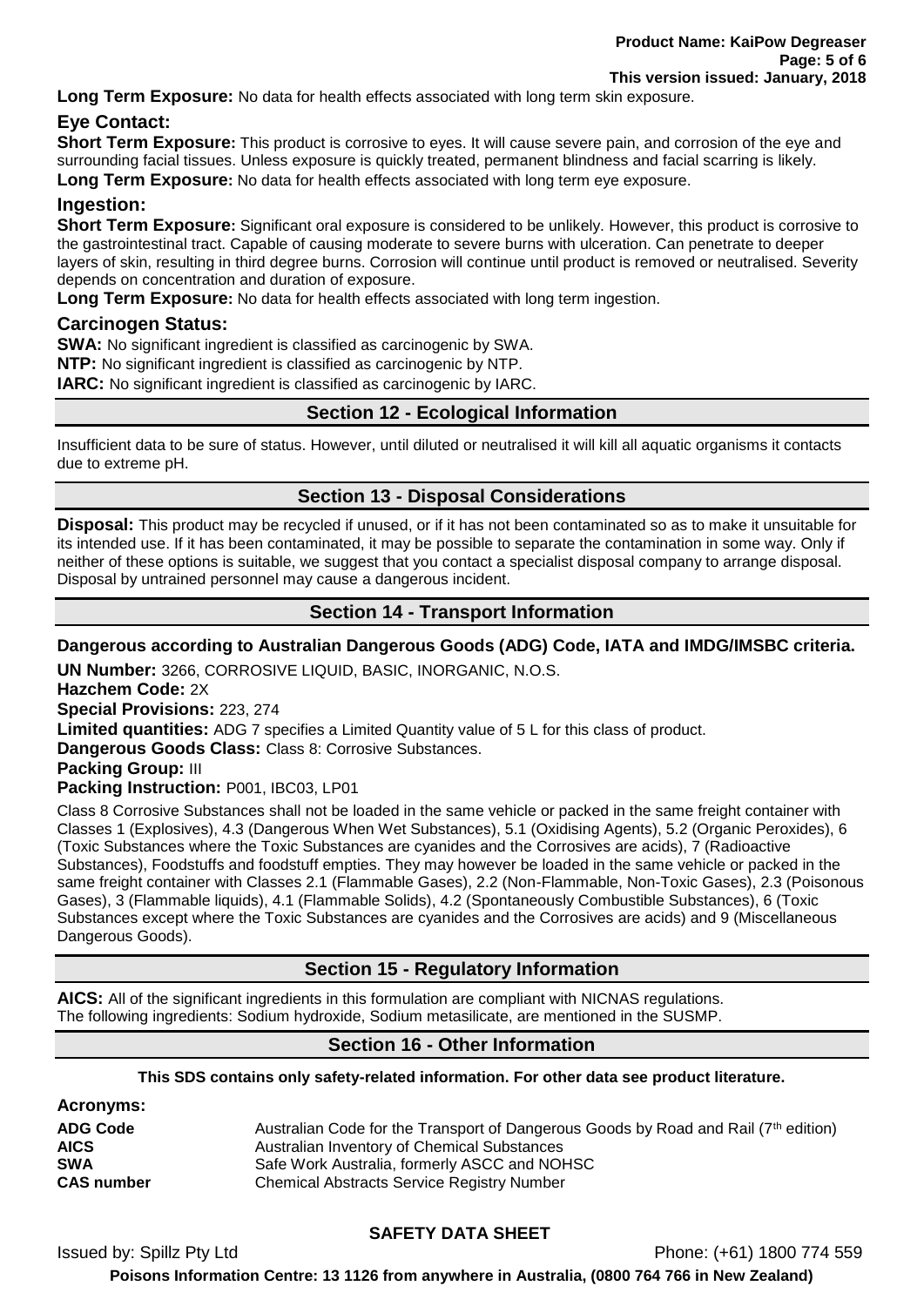**Long Term Exposure:** No data for health effects associated with long term skin exposure.

### Eye Contact:

**Short Term Exposure:** This product is corrosive to eyes. It will cause severe pain, and corrosion of the eye and surrounding facial tissues. Unless exposure is quickly treated, permanent blindness and facial scarring is likely.

**Long Term Exposure:** No data for health effects associated with long term eye exposure.

### Ingestion:

**Short Term Exposure:** Significant oral exposure is considered to be unlikely. However, this product is corrosive to the gastrointestinal tract. Capable of causing moderate to severe burns with ulceration. Can penetrate to deeper layers of skin, resulting in third degree burns. Corrosion will continue until product is removed or neutralised. Severity depends on concentration and duration of exposure.

**Long Term Exposure:** No data for health effects associated with long term ingestion.

### Carcinogen Status:

**SWA:** No significant ingredient is classified as carcinogenic by SWA.

**NTP:** No significant ingredient is classified as carcinogenic by NTP.

**IARC:** No significant ingredient is classified as carcinogenic by IARC.

## Section 12 - Ecological Information

Insufficient data to be sure of status. However, until diluted or neutralised it will kill all aquatic organisms it contacts due to extreme pH.

## Section 13 - Disposal Considerations

**Disposal:** This product may be recycled if unused, or if it has not been contaminated so as to make it unsuitable for its intended use. If it has been contaminated, it may be possible to separate the contamination in some way. Only if neither of these options is suitable, we suggest that you contact a specialist disposal company to arrange disposal. Disposal by untrained personnel may cause a dangerous incident.

## Section 14 - Transport Information

**Dangerous according to Australian Dangerous Goods (ADG) Code, IATA and IMDG/IMSBC criteria.**

**UN Number:** 3266, CORROSIVE LIQUID, BASIC, INORGANIC, N.O.S.

**Hazchem Code:** 2X

**Special Provisions:** 223, 274

**Limited quantities:** ADG 7 specifies a Limited Quantity value of 5 L for this class of product.

**Dangerous Goods Class:** Class 8: Corrosive Substances.

**Packing Group:** III

**Packing Instruction:** P001, IBC03, LP01

Class 8 Corrosive Substances shall not be loaded in the same vehicle or packed in the same freight container with Classes 1 (Explosives), 4.3 (Dangerous When Wet Substances), 5.1 (Oxidising Agents), 5.2 (Organic Peroxides), 6 (Toxic Substances where the Toxic Substances are cyanides and the Corrosives are acids), 7 (Radioactive Substances), Foodstuffs and foodstuff empties. They may however be loaded in the same vehicle or packed in the same freight container with Classes 2.1 (Flammable Gases), 2.2 (Non-Flammable, Non-Toxic Gases), 2.3 (Poisonous Gases), 3 (Flammable liquids), 4.1 (Flammable Solids), 4.2 (Spontaneously Combustible Substances), 6 (Toxic Substances except where the Toxic Substances are cyanides and the Corrosives are acids) and 9 (Miscellaneous Dangerous Goods).

## Section 15 - Regulatory Information

**AICS:** All of the significant ingredients in this formulation are compliant with NICNAS regulations.
The following ingredients: Sodium hydroxide, Sodium metasilicate, are mentioned in the SUSMP.

## Section 16 - Other Information

**This SDS contains only safety-related information. For other data see product literature.**

### Acronyms:

| | |
|---|---|
| **ADG Code** | Australian Code for the Transport of Dangerous Goods by Road and Rail (7th edition) |
| **AICS** | Australian Inventory of Chemical Substances |
| **SWA** | Safe Work Australia, formerly ASCC and NOHSC |
| **CAS number** | Chemical Abstracts Service Registry Number |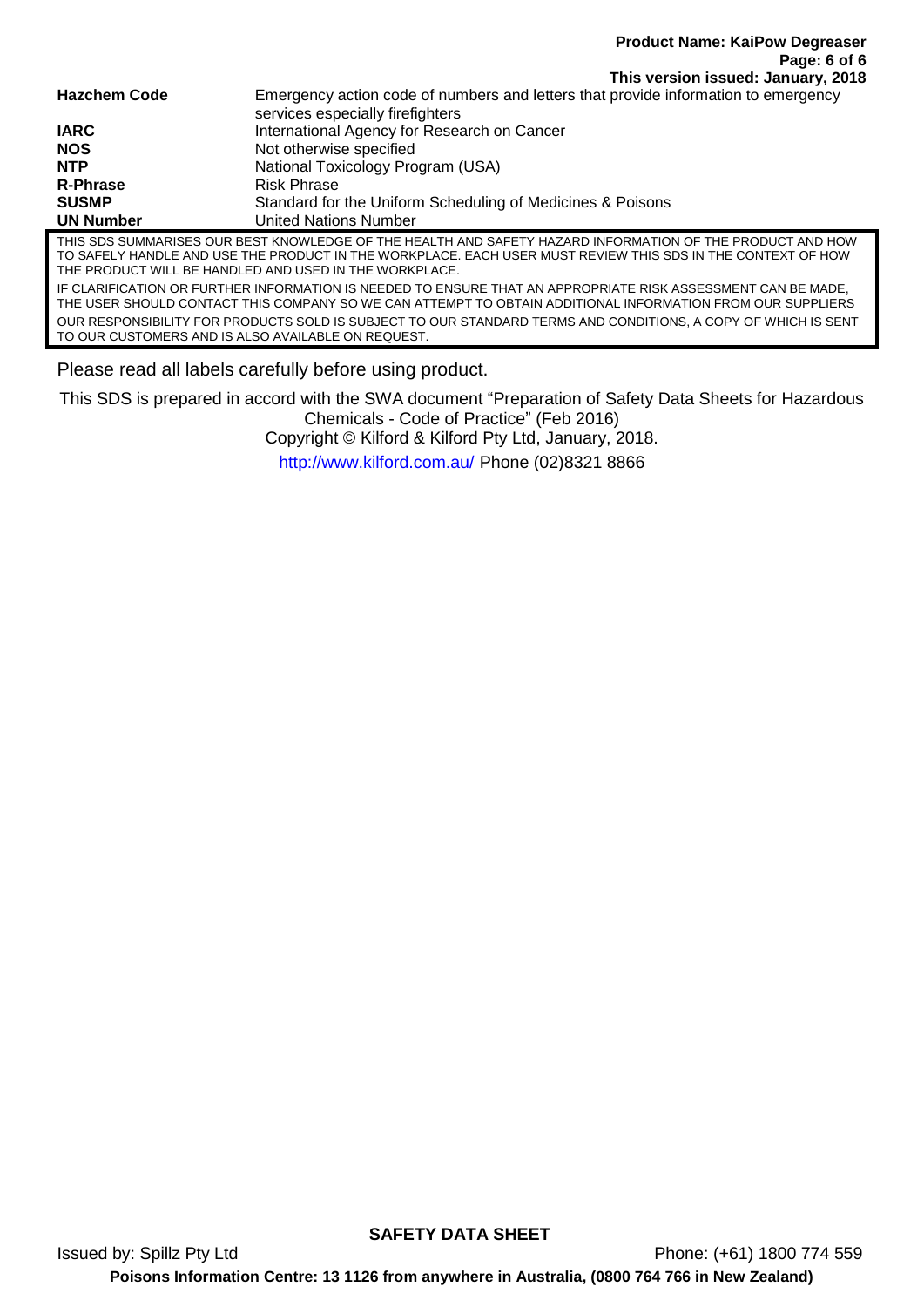| | |
|---|---|
| **Hazchem Code** | Emergency action code of numbers and letters that provide information to emergency services especially firefighters |
| **IARC** | International Agency for Research on Cancer |
| **NOS** | Not otherwise specified |
| **NTP** | National Toxicology Program (USA) |
| **R-Phrase** | Risk Phrase |
| **SUSMP** | Standard for the Uniform Scheduling of Medicines & Poisons |
| **UN Number** | United Nations Number |

THIS SDS SUMMARISES OUR BEST KNOWLEDGE OF THE HEALTH AND SAFETY HAZARD INFORMATION OF THE PRODUCT AND HOW TO SAFELY HANDLE AND USE THE PRODUCT IN THE WORKPLACE. EACH USER MUST REVIEW THIS SDS IN THE CONTEXT OF HOW THE PRODUCT WILL BE HANDLED AND USED IN THE WORKPLACE.

IF CLARIFICATION OR FURTHER INFORMATION IS NEEDED TO ENSURE THAT AN APPROPRIATE RISK ASSESSMENT CAN BE MADE, THE USER SHOULD CONTACT THIS COMPANY SO WE CAN ATTEMPT TO OBTAIN ADDITIONAL INFORMATION FROM OUR SUPPLIERS

OUR RESPONSIBILITY FOR PRODUCTS SOLD IS SUBJECT TO OUR STANDARD TERMS AND CONDITIONS, A COPY OF WHICH IS SENT TO OUR CUSTOMERS AND IS ALSO AVAILABLE ON REQUEST.

Please read all labels carefully before using product.

This SDS is prepared in accord with the SWA document "Preparation of Safety Data Sheets for Hazardous Chemicals - Code of Practice" (Feb 2016)

Copyright © Kilford & Kilford Pty Ltd, January, 2018.

http://www.kilford.com.au/ Phone (02)8321 8866